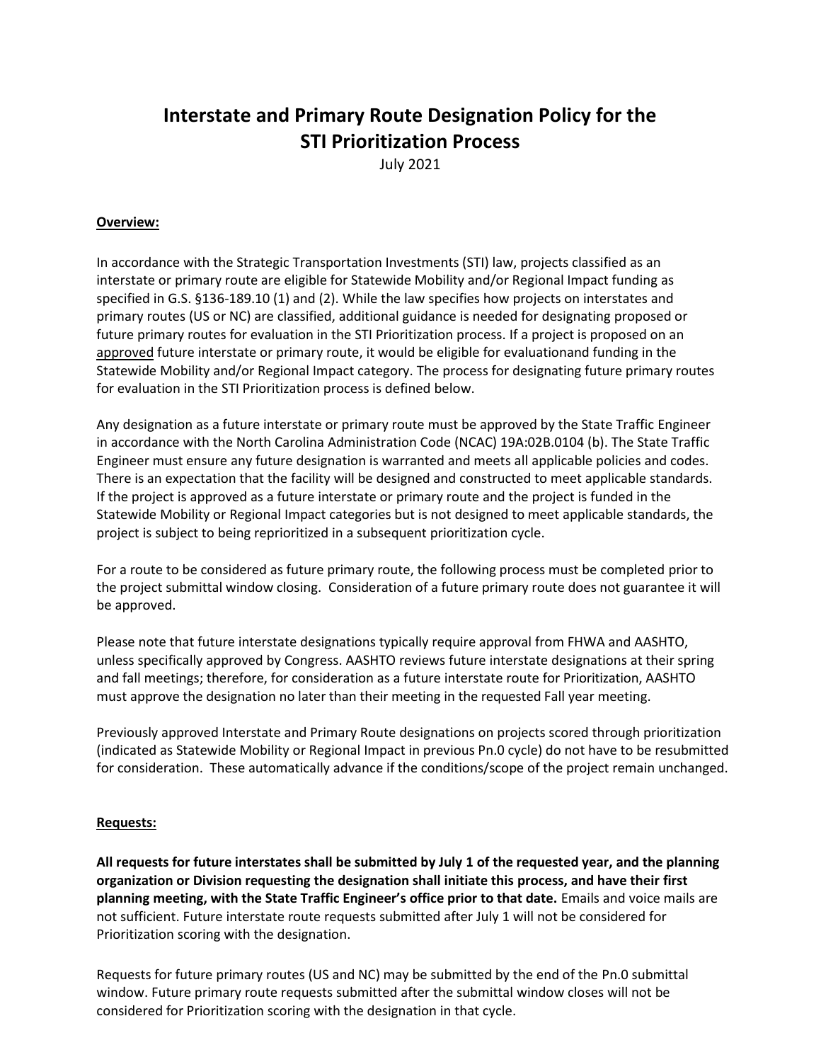# Interstate and Primary Route Designation Policy for the STI Prioritization Process

July 2021

**Overview:**

In accordance with the Strategic Transportation Investments (STI) law, projects classified as an interstate or primary route are eligible for Statewide Mobility and/or Regional Impact funding as specified in G.S. §136-189.10 (1) and (2). While the law specifies how projects on interstates and primary routes (US or NC) are classified, additional guidance is needed for designating proposed or future primary routes for evaluation in the STI Prioritization process. If a project is proposed on an approved future interstate or primary route, it would be eligible for evaluationand funding in the Statewide Mobility and/or Regional Impact category. The process for designating future primary routes for evaluation in the STI Prioritization process is defined below.

Any designation as a future interstate or primary route must be approved by the State Traffic Engineer in accordance with the North Carolina Administration Code (NCAC) 19A:02B.0104 (b). The State Traffic Engineer must ensure any future designation is warranted and meets all applicable policies and codes. There is an expectation that the facility will be designed and constructed to meet applicable standards. If the project is approved as a future interstate or primary route and the project is funded in the Statewide Mobility or Regional Impact categories but is not designed to meet applicable standards, the project is subject to being reprioritized in a subsequent prioritization cycle.

For a route to be considered as future primary route, the following process must be completed prior to the project submittal window closing. Consideration of a future primary route does not guarantee it will be approved.

Please note that future interstate designations typically require approval from FHWA and AASHTO, unless specifically approved by Congress. AASHTO reviews future interstate designations at their spring and fall meetings; therefore, for consideration as a future interstate route for Prioritization, AASHTO must approve the designation no later than their meeting in the requested Fall year meeting.

Previously approved Interstate and Primary Route designations on projects scored through prioritization (indicated as Statewide Mobility or Regional Impact in previous Pn.0 cycle) do not have to be resubmitted for consideration. These automatically advance if the conditions/scope of the project remain unchanged.

**Requests:**

**All requests for future interstates shall be submitted by July 1 of the requested year, and the planning organization or Division requesting the designation shall initiate this process, and have their first planning meeting, with the State Traffic Engineer's office prior to that date.** Emails and voice mails are not sufficient. Future interstate route requests submitted after July 1 will not be considered for Prioritization scoring with the designation.

Requests for future primary routes (US and NC) may be submitted by the end of the Pn.0 submittal window. Future primary route requests submitted after the submittal window closes will not be considered for Prioritization scoring with the designation in that cycle.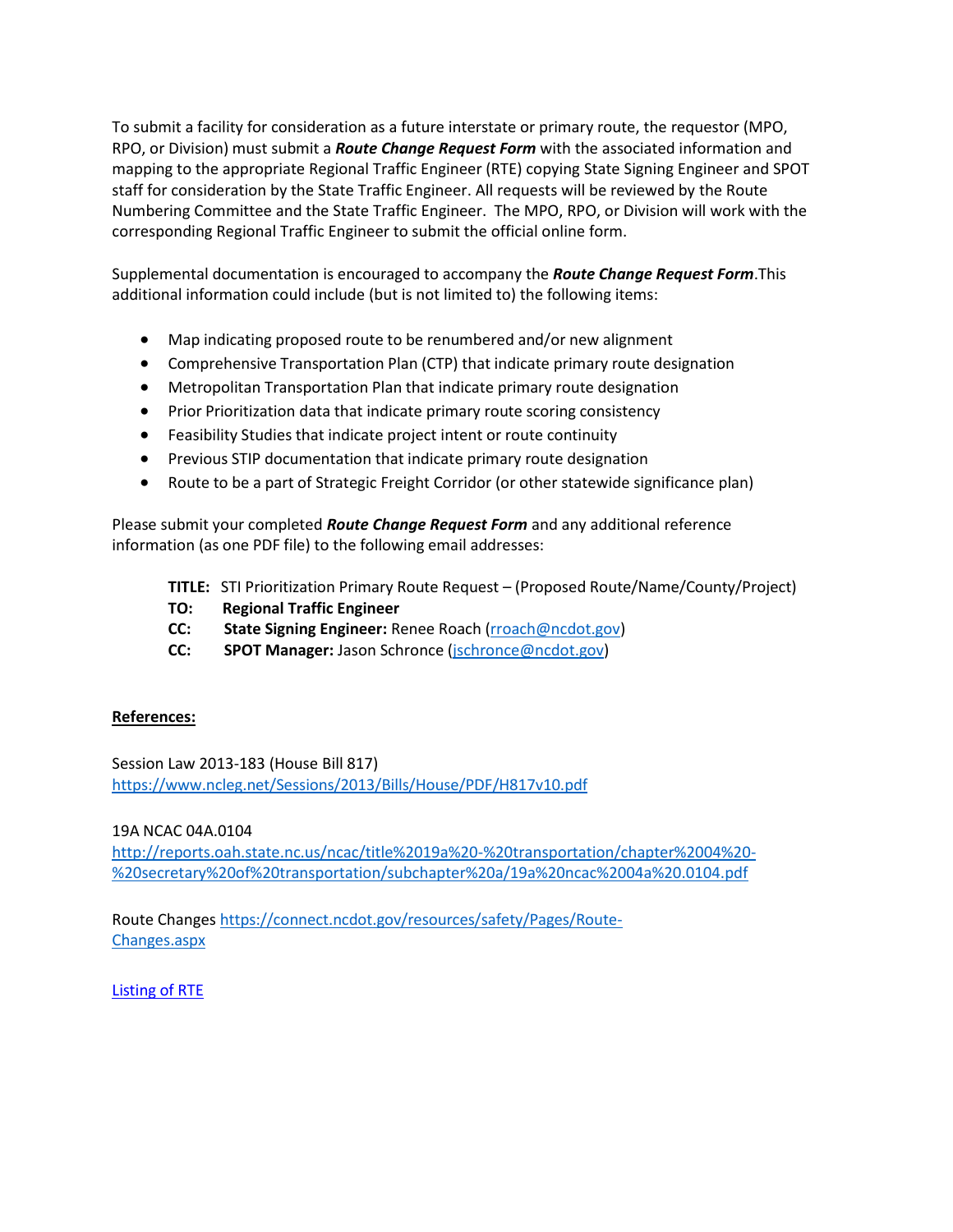To submit a facility for consideration as a future interstate or primary route, the requestor (MPO, RPO, or Division) must submit a ***Route Change Request Form*** with the associated information and mapping to the appropriate Regional Traffic Engineer (RTE) copying State Signing Engineer and SPOT staff for consideration by the State Traffic Engineer. All requests will be reviewed by the Route Numbering Committee and the State Traffic Engineer. The MPO, RPO, or Division will work with the corresponding Regional Traffic Engineer to submit the official online form.

Supplemental documentation is encouraged to accompany the ***Route Change Request Form***.This additional information could include (but is not limited to) the following items:

- Map indicating proposed route to be renumbered and/or new alignment
- Comprehensive Transportation Plan (CTP) that indicate primary route designation
- Metropolitan Transportation Plan that indicate primary route designation
- Prior Prioritization data that indicate primary route scoring consistency
- Feasibility Studies that indicate project intent or route continuity
- Previous STIP documentation that indicate primary route designation
- Route to be a part of Strategic Freight Corridor (or other statewide significance plan)

Please submit your completed ***Route Change Request Form*** and any additional reference information (as one PDF file) to the following email addresses:

> **TITLE:** STI Prioritization Primary Route Request – (Proposed Route/Name/County/Project)
> **TO:** **Regional Traffic Engineer**
> **CC:** **State Signing Engineer:** Renee Roach (rroach@ncdot.gov)
> **CC:** **SPOT Manager:** Jason Schronce (jschronce@ncdot.gov)

**References:**

Session Law 2013-183 (House Bill 817)
https://www.ncleg.net/Sessions/2013/Bills/House/PDF/H817v10.pdf

19A NCAC 04A.0104
http://reports.oah.state.nc.us/ncac/title%2019a%20-%20transportation/chapter%2004%20-%20secretary%20of%20transportation/subchapter%20a/19a%20ncac%2004a%20.0104.pdf

Route Changes https://connect.ncdot.gov/resources/safety/Pages/Route-Changes.aspx

Listing of RTE